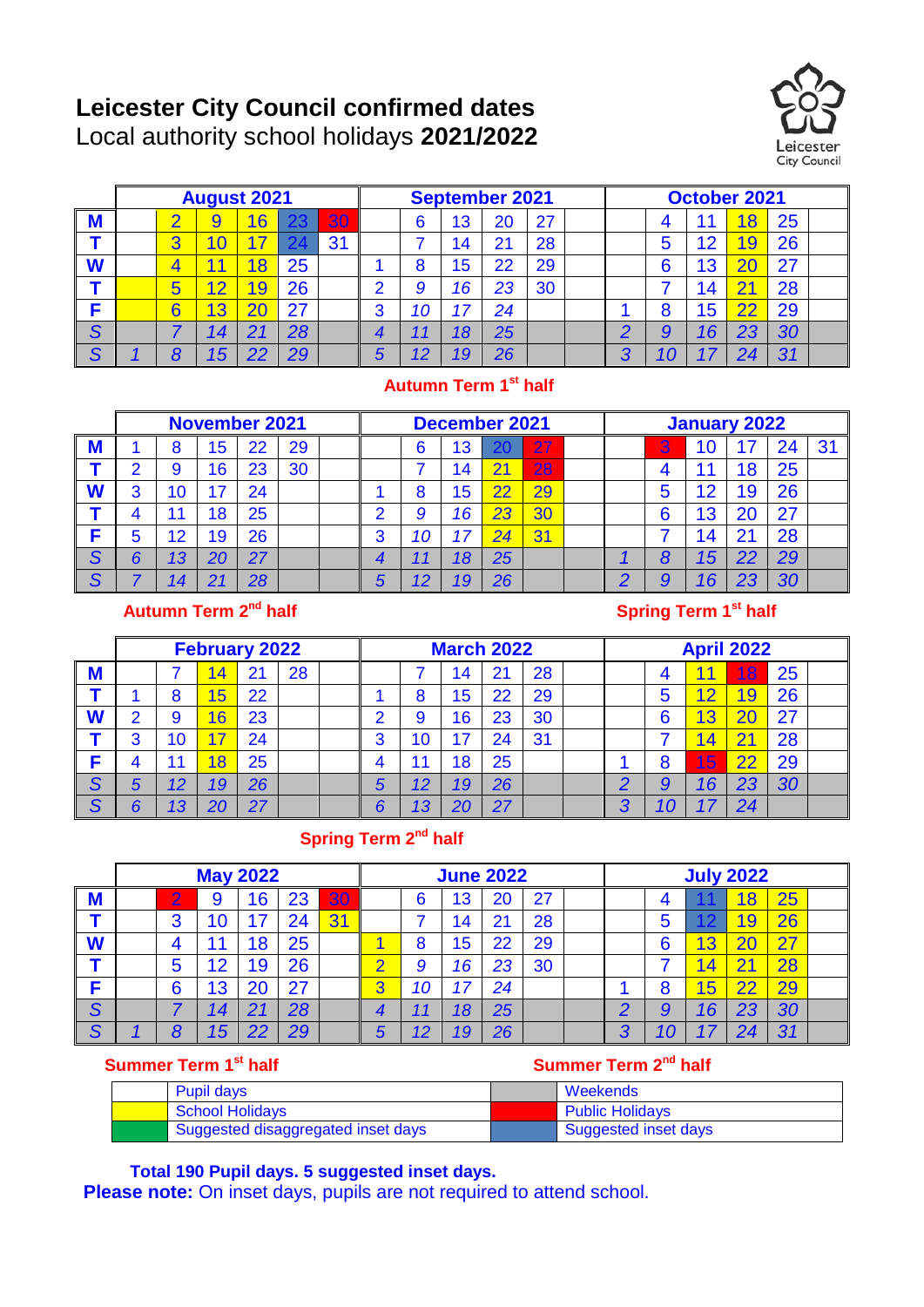# Leicester City Council confirmed dates

Local authority school holidays **2021/2022**

Leicester City Council

| | August 2021 | | | | | | September 2021 | | | | | | October 2021 | | | | | |
|---|---|---|---|---|---|---|---|---|---|---|---|---|---|---|---|---|---|---|
| **M** | | 2 | 9 | 16 | 23 | 30 | | 6 | 13 | 20 | 27 | | | 4 | 11 | 18 | 25 | |
| **T** | | 3 | 10 | 17 | 24 | 31 | | 7 | 14 | 21 | 28 | | | 5 | 12 | 19 | 26 | |
| **W** | | 4 | 11 | 18 | 25 | | 1 | 8 | 15 | 22 | 29 | | | 6 | 13 | 20 | 27 | |
| **T** | | 5 | 12 | 19 | 26 | | 2 | 9 | 16 | 23 | 30 | | | 7 | 14 | 21 | 28 | |
| **F** | | 6 | 13 | 20 | 27 | | 3 | 10 | 17 | 24 | | | 1 | 8 | 15 | 22 | 29 | |
| *S* | | *7* | *14* | *21* | *28* | | *4* | *11* | *18* | *25* | | | *2* | *9* | *16* | *23* | *30* | |
| *S* | *1* | *8* | *15* | *22* | *29* | | *5* | *12* | *19* | *26* | | | *3* | *10* | *17* | *24* | *31* | |

**Autumn Term 1st half**

| | November 2021 | | | | | | December 2021 | | | | | | January 2022 | | | | | |
|---|---|---|---|---|---|---|---|---|---|---|---|---|---|---|---|---|---|---|
| **M** | 1 | 8 | 15 | 22 | 29 | | | 6 | 13 | 20 | 27 | | | 3 | 10 | 17 | 24 | 31 |
| **T** | 2 | 9 | 16 | 23 | 30 | | | 7 | 14 | 21 | 28 | | | 4 | 11 | 18 | 25 | |
| **W** | 3 | 10 | 17 | 24 | | | 1 | 8 | 15 | 22 | 29 | | | 5 | 12 | 19 | 26 | |
| **T** | 4 | 11 | 18 | 25 | | | 2 | 9 | 16 | 23 | 30 | | | 6 | 13 | 20 | 27 | |
| **F** | 5 | 12 | 19 | 26 | | | 3 | 10 | 17 | 24 | 31 | | | 7 | 14 | 21 | 28 | |
| *S* | *6* | *13* | *20* | *27* | | | *4* | *11* | *18* | *25* | | | *1* | *8* | *15* | *22* | *29* | |
| *S* | *7* | *14* | *21* | *28* | | | *5* | *12* | *19* | *26* | | | *2* | *9* | *16* | *23* | *30* | |

**Autumn Term 2nd half** — **Spring Term 1st half**

| | February 2022 | | | | | | March 2022 | | | | | | April 2022 | | | | | |
|---|---|---|---|---|---|---|---|---|---|---|---|---|---|---|---|---|---|---|
| **M** | | 7 | 14 | 21 | 28 | | | 7 | 14 | 21 | 28 | | | 4 | 11 | 18 | 25 | |
| **T** | 1 | 8 | 15 | 22 | | | 1 | 8 | 15 | 22 | 29 | | | 5 | 12 | 19 | 26 | |
| **W** | 2 | 9 | 16 | 23 | | | 2 | 9 | 16 | 23 | 30 | | | 6 | 13 | 20 | 27 | |
| **T** | 3 | 10 | 17 | 24 | | | 3 | 10 | 17 | 24 | 31 | | | 7 | 14 | 21 | 28 | |
| **F** | 4 | 11 | 18 | 25 | | | 4 | 11 | 18 | 25 | | | 1 | 8 | 15 | 22 | 29 | |
| *S* | *5* | *12* | *19* | *26* | | | *5* | *12* | *19* | *26* | | | *2* | *9* | *16* | *23* | *30* | |
| *S* | *6* | *13* | *20* | *27* | | | *6* | *13* | *20* | *27* | | | *3* | *10* | *17* | *24* | | |

**Spring Term 2nd half**

| | May 2022 | | | | | | June 2022 | | | | | | July 2022 | | | | | |
|---|---|---|---|---|---|---|---|---|---|---|---|---|---|---|---|---|---|---|
| **M** | | 2 | 9 | 16 | 23 | 30 | | 6 | 13 | 20 | 27 | | | 4 | 11 | 18 | 25 | |
| **T** | | 3 | 10 | 17 | 24 | 31 | | 7 | 14 | 21 | 28 | | | 5 | 12 | 19 | 26 | |
| **W** | | 4 | 11 | 18 | 25 | | 1 | 8 | 15 | 22 | 29 | | | 6 | 13 | 20 | 27 | |
| **T** | | 5 | 12 | 19 | 26 | | 2 | 9 | 16 | 23 | 30 | | | 7 | 14 | 21 | 28 | |
| **F** | | 6 | 13 | 20 | 27 | | 3 | 10 | 17 | 24 | | | 1 | 8 | 15 | 22 | 29 | |
| *S* | | *7* | *14* | *21* | *28* | | *4* | *11* | *18* | *25* | | | *2* | *9* | *16* | *23* | *30* | |
| *S* | *1* | *8* | *15* | *22* | *29* | | *5* | *12* | *19* | *26* | | | *3* | *10* | *17* | *24* | *31* | |

**Summer Term 1st half** — **Summer Term 2nd half**

| Key | | Key | |
|---|---|---|---|
| (white) | Pupil days | (grey) | Weekends |
| (yellow) | School Holidays | (red) | Public Holidays |
| (green) | Suggested disaggregated inset days | (blue) | Suggested inset days |

**Total 190 Pupil days. 5 suggested inset days.**

**Please note:** On inset days, pupils are not required to attend school.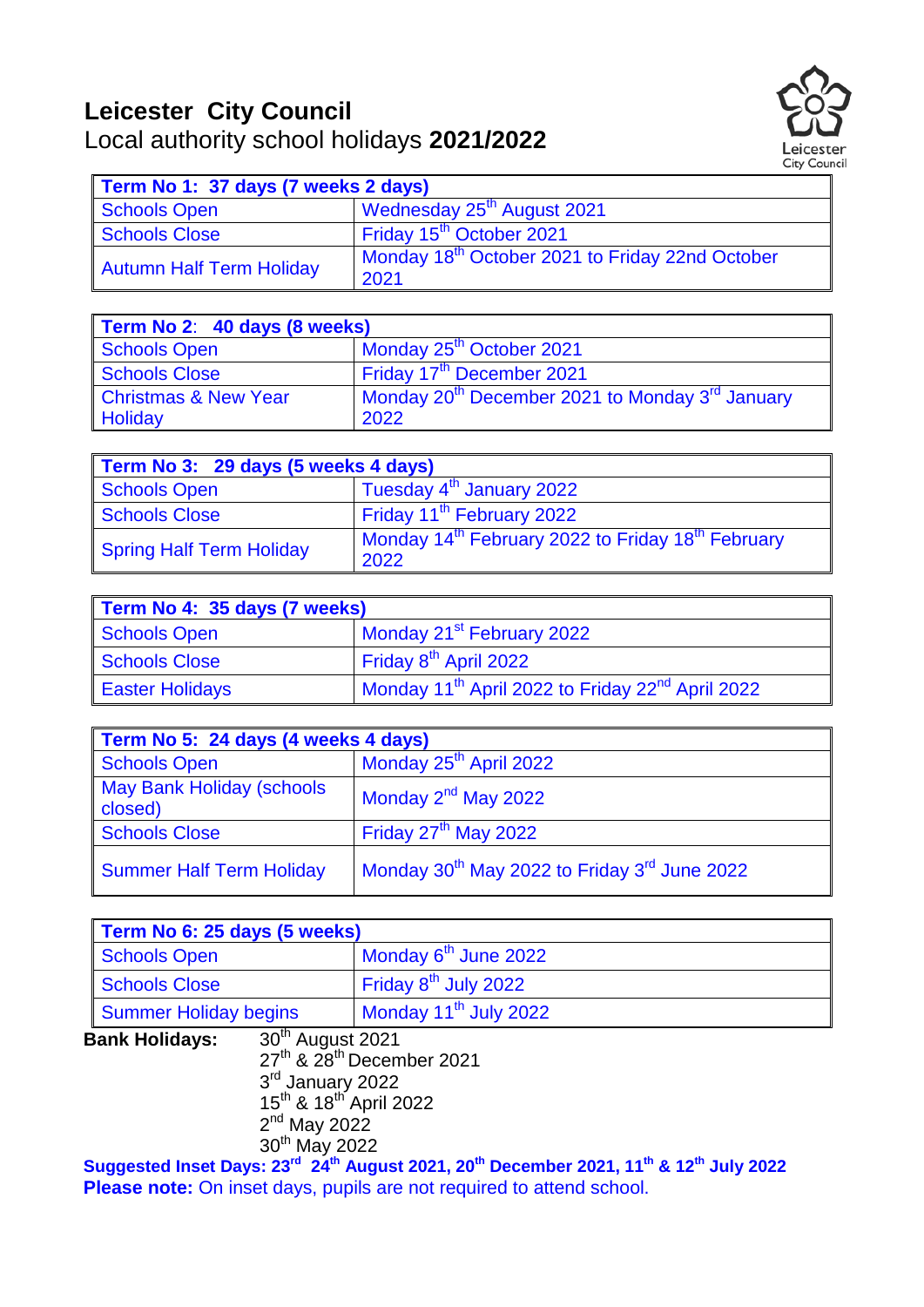# Leicester City Council

Local authority school holidays **2021/2022**

| **Term No 1: 37 days (7 weeks 2 days)** | |
|---|---|
| Schools Open | Wednesday 25th August 2021 |
| Schools Close | Friday 15th October 2021 |
| Autumn Half Term Holiday | Monday 18th October 2021 to Friday 22nd October 2021 |

| **Term No 2: 40 days (8 weeks)** | |
|---|---|
| Schools Open | Monday 25th October 2021 |
| Schools Close | Friday 17th December 2021 |
| Christmas & New Year Holiday | Monday 20th December 2021 to Monday 3rd January 2022 |

| **Term No 3: 29 days (5 weeks 4 days)** | |
|---|---|
| Schools Open | Tuesday 4th January 2022 |
| Schools Close | Friday 11th February 2022 |
| Spring Half Term Holiday | Monday 14th February 2022 to Friday 18th February 2022 |

| **Term No 4: 35 days (7 weeks)** | |
|---|---|
| Schools Open | Monday 21st February 2022 |
| Schools Close | Friday 8th April 2022 |
| Easter Holidays | Monday 11th April 2022 to Friday 22nd April 2022 |

| **Term No 5: 24 days (4 weeks 4 days)** | |
|---|---|
| Schools Open | Monday 25th April 2022 |
| May Bank Holiday (schools closed) | Monday 2nd May 2022 |
| Schools Close | Friday 27th May 2022 |
| Summer Half Term Holiday | Monday 30th May 2022 to Friday 3rd June 2022 |

| **Term No 6: 25 days (5 weeks)** | |
|---|---|
| Schools Open | Monday 6th June 2022 |
| Schools Close | Friday 8th July 2022 |
| Summer Holiday begins | Monday 11th July 2022 |

**Bank Holidays:**
30th August 2021
27th & 28th December 2021
3rd January 2022
15th & 18th April 2022
2nd May 2022
30th May 2022

**Suggested Inset Days: 23rd 24th August 2021, 20th December 2021, 11th & 12th July 2022**

**Please note:** On inset days, pupils are not required to attend school.